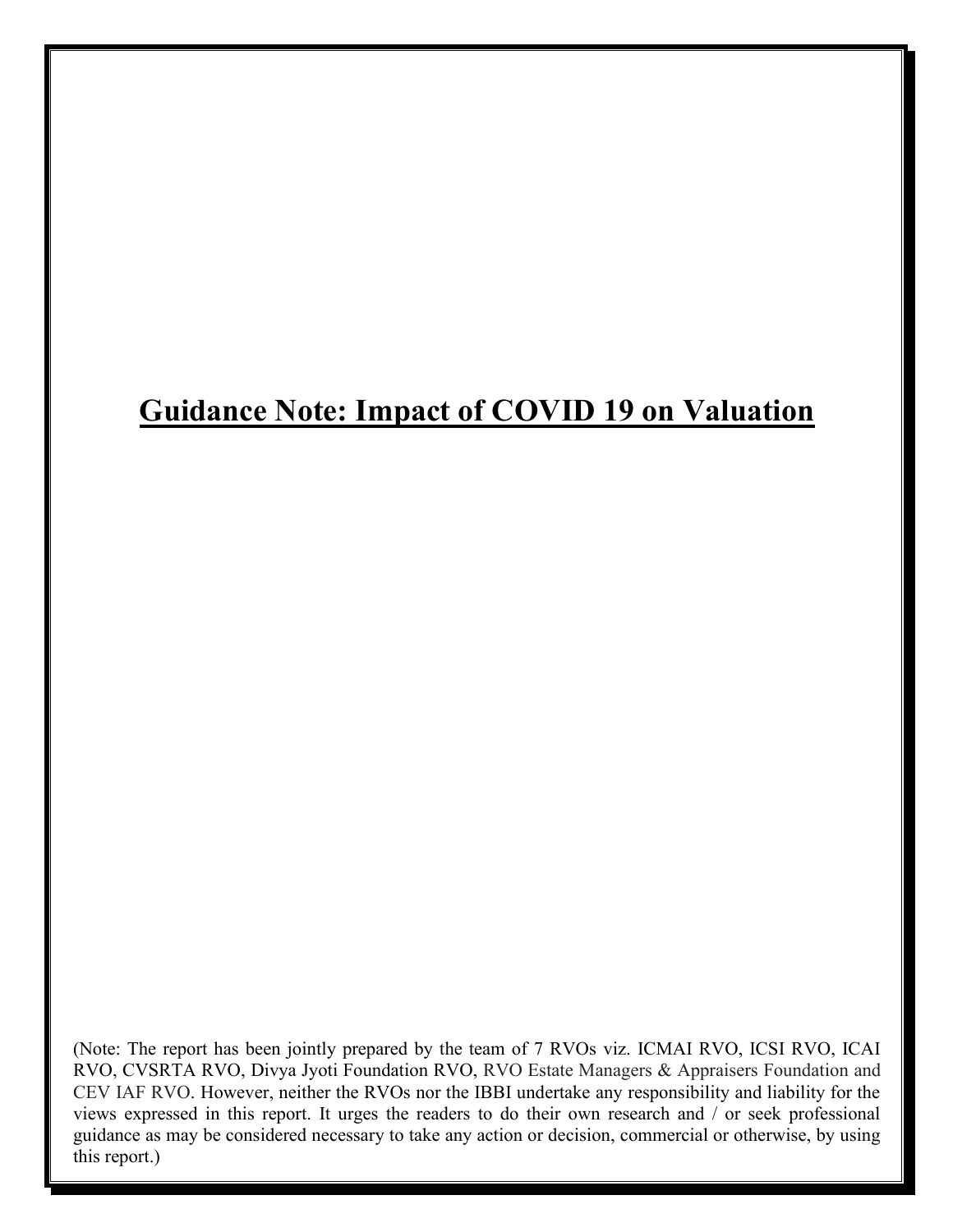# Guidance Note: Impact of COVID 19 on Valuation

(Note: The report has been jointly prepared by the team of 7 RVOs viz. ICMAI RVO, ICSI RVO, ICAI RVO, CVSRTA RVO, Divya Jyoti Foundation RVO, RVO Estate Managers & Appraisers Foundation and CEV IAF RVO. However, neither the RVOs nor the IBBI undertake any responsibility and liability for the views expressed in this report. It urges the readers to do their own research and / or seek professional guidance as may be considered necessary to take any action or decision, commercial or otherwise, by using this report.)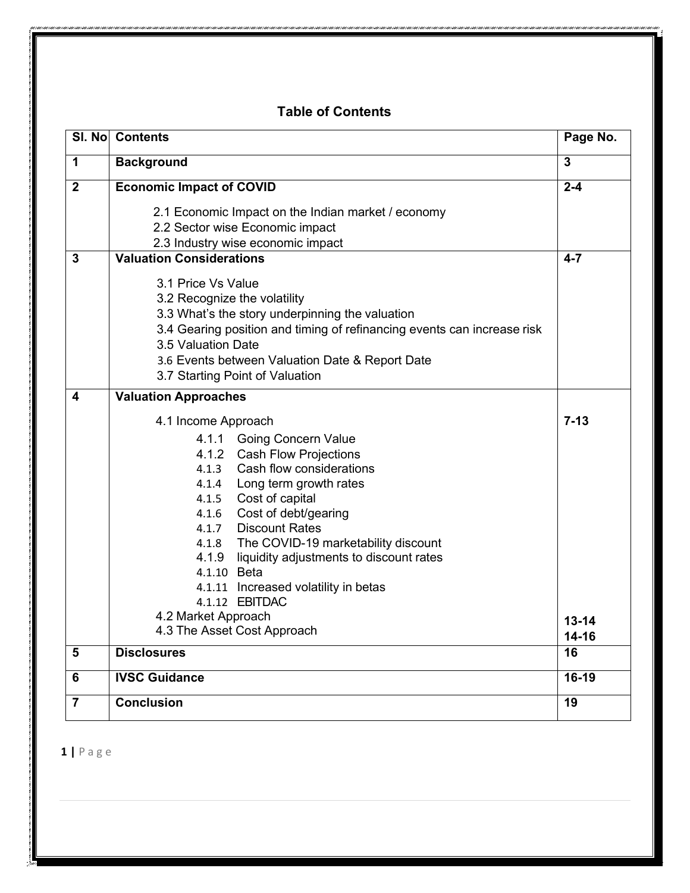## Table of Contents

| Sl. No | Contents | Page No. |
|---|---|---|
| **1** | **Background** | **3** |
| **2** | **Economic Impact of COVID**<br>2.1 Economic Impact on the Indian market / economy<br>2.2 Sector wise Economic impact<br>2.3 Industry wise economic impact | **2-4** |
| **3** | **Valuation Considerations**<br>3.1 Price Vs Value<br>3.2 Recognize the volatility<br>3.3 What's the story underpinning the valuation<br>3.4 Gearing position and timing of refinancing events can increase risk<br>3.5 Valuation Date<br>3.6 Events between Valuation Date & Report Date<br>3.7 Starting Point of Valuation | **4-7** |
| **4** | **Valuation Approaches**<br>4.1 Income Approach<br>4.1.1 Going Concern Value<br>4.1.2 Cash Flow Projections<br>4.1.3 Cash flow considerations<br>4.1.4 Long term growth rates<br>4.1.5 Cost of capital<br>4.1.6 Cost of debt/gearing<br>4.1.7 Discount Rates<br>4.1.8 The COVID-19 marketability discount<br>4.1.9 liquidity adjustments to discount rates<br>4.1.10 Beta<br>4.1.11 Increased volatility in betas<br>4.1.12 EBITDAC<br>4.2 Market Approach<br>4.3 The Asset Cost Approach | **7-13**<br><br><br><br><br><br><br><br><br><br><br><br><br>**13-14**<br>**14-16** |
| **5** | **Disclosures** | **16** |
| **6** | **IVSC Guidance** | **16-19** |
| **7** | **Conclusion** | **19** |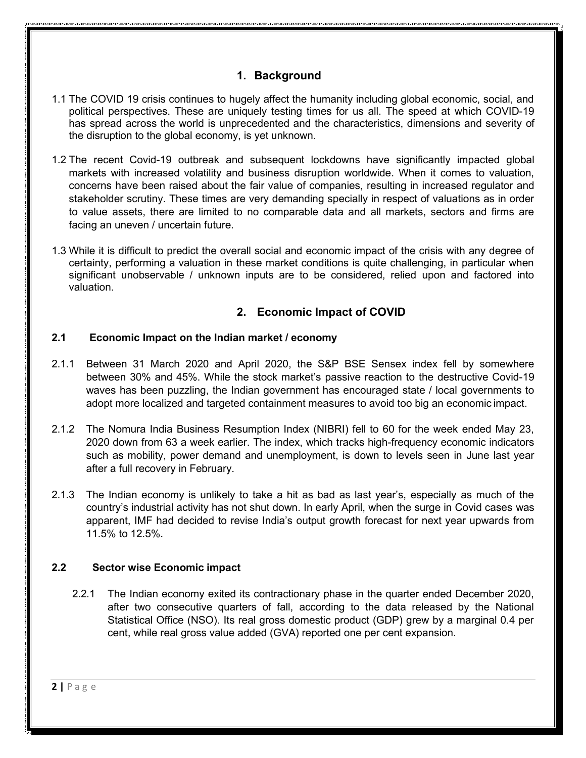## 1. Background

1.1 The COVID 19 crisis continues to hugely affect the humanity including global economic, social, and political perspectives. These are uniquely testing times for us all. The speed at which COVID-19 has spread across the world is unprecedented and the characteristics, dimensions and severity of the disruption to the global economy, is yet unknown.

1.2 The recent Covid-19 outbreak and subsequent lockdowns have significantly impacted global markets with increased volatility and business disruption worldwide. When it comes to valuation, concerns have been raised about the fair value of companies, resulting in increased regulator and stakeholder scrutiny. These times are very demanding specially in respect of valuations as in order to value assets, there are limited to no comparable data and all markets, sectors and firms are facing an uneven / uncertain future.

1.3 While it is difficult to predict the overall social and economic impact of the crisis with any degree of certainty, performing a valuation in these market conditions is quite challenging, in particular when significant unobservable / unknown inputs are to be considered, relied upon and factored into valuation.

## 2. Economic Impact of COVID

### 2.1 Economic Impact on the Indian market / economy

2.1.1 Between 31 March 2020 and April 2020, the S&P BSE Sensex index fell by somewhere between 30% and 45%. While the stock market's passive reaction to the destructive Covid-19 waves has been puzzling, the Indian government has encouraged state / local governments to adopt more localized and targeted containment measures to avoid too big an economic impact.

2.1.2 The Nomura India Business Resumption Index (NIBRI) fell to 60 for the week ended May 23, 2020 down from 63 a week earlier. The index, which tracks high-frequency economic indicators such as mobility, power demand and unemployment, is down to levels seen in June last year after a full recovery in February.

2.1.3 The Indian economy is unlikely to take a hit as bad as last year's, especially as much of the country's industrial activity has not shut down. In early April, when the surge in Covid cases was apparent, IMF had decided to revise India's output growth forecast for next year upwards from 11.5% to 12.5%.

### 2.2 Sector wise Economic impact

2.2.1 The Indian economy exited its contractionary phase in the quarter ended December 2020, after two consecutive quarters of fall, according to the data released by the National Statistical Office (NSO). Its real gross domestic product (GDP) grew by a marginal 0.4 per cent, while real gross value added (GVA) reported one per cent expansion.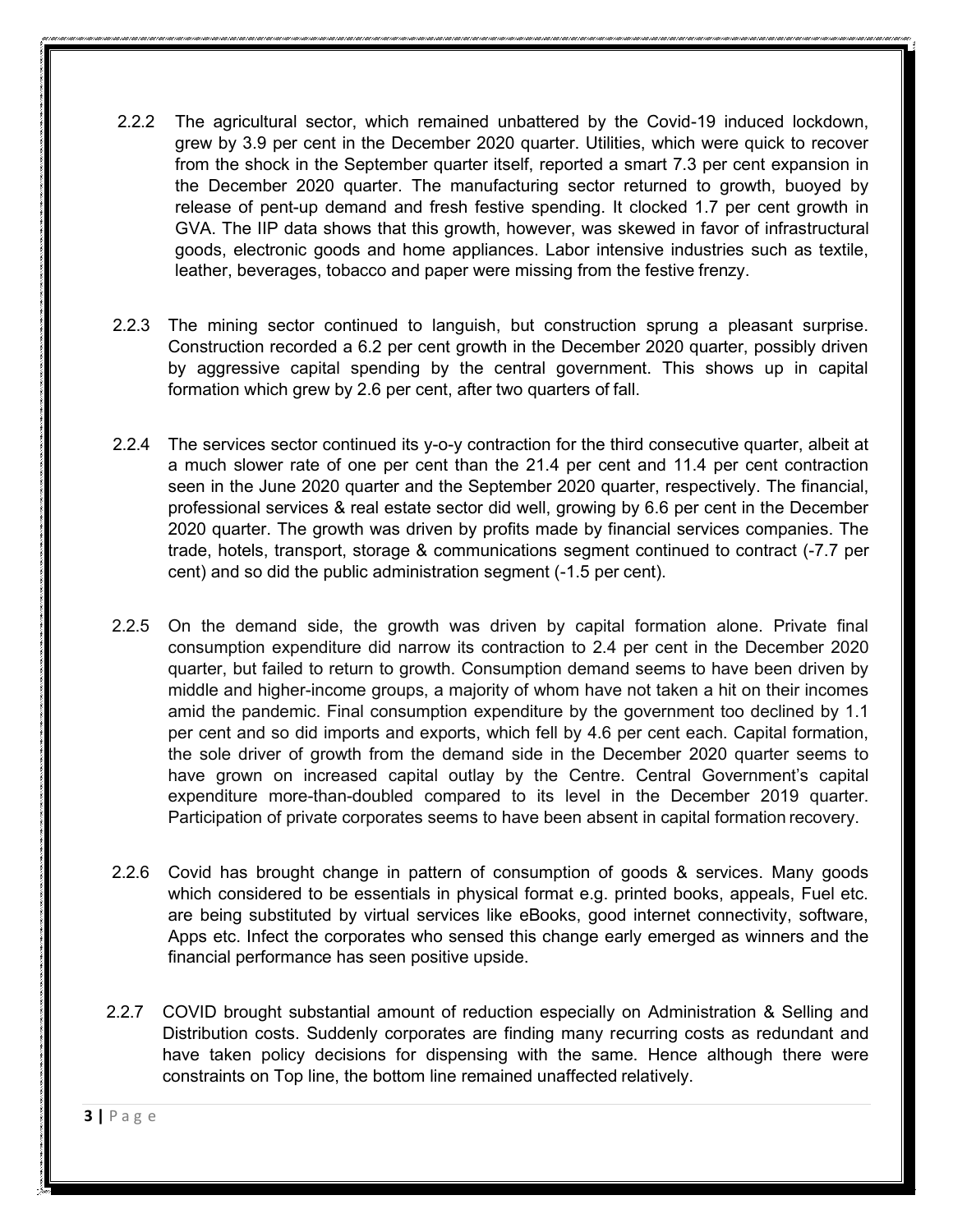2.2.2 The agricultural sector, which remained unbattered by the Covid-19 induced lockdown, grew by 3.9 per cent in the December 2020 quarter. Utilities, which were quick to recover from the shock in the September quarter itself, reported a smart 7.3 per cent expansion in the December 2020 quarter. The manufacturing sector returned to growth, buoyed by release of pent-up demand and fresh festive spending. It clocked 1.7 per cent growth in GVA. The IIP data shows that this growth, however, was skewed in favor of infrastructural goods, electronic goods and home appliances. Labor intensive industries such as textile, leather, beverages, tobacco and paper were missing from the festive frenzy.

2.2.3 The mining sector continued to languish, but construction sprung a pleasant surprise. Construction recorded a 6.2 per cent growth in the December 2020 quarter, possibly driven by aggressive capital spending by the central government. This shows up in capital formation which grew by 2.6 per cent, after two quarters of fall.

2.2.4 The services sector continued its y-o-y contraction for the third consecutive quarter, albeit at a much slower rate of one per cent than the 21.4 per cent and 11.4 per cent contraction seen in the June 2020 quarter and the September 2020 quarter, respectively. The financial, professional services & real estate sector did well, growing by 6.6 per cent in the December 2020 quarter. The growth was driven by profits made by financial services companies. The trade, hotels, transport, storage & communications segment continued to contract (-7.7 per cent) and so did the public administration segment (-1.5 per cent).

2.2.5 On the demand side, the growth was driven by capital formation alone. Private final consumption expenditure did narrow its contraction to 2.4 per cent in the December 2020 quarter, but failed to return to growth. Consumption demand seems to have been driven by middle and higher-income groups, a majority of whom have not taken a hit on their incomes amid the pandemic. Final consumption expenditure by the government too declined by 1.1 per cent and so did imports and exports, which fell by 4.6 per cent each. Capital formation, the sole driver of growth from the demand side in the December 2020 quarter seems to have grown on increased capital outlay by the Centre. Central Government's capital expenditure more-than-doubled compared to its level in the December 2019 quarter. Participation of private corporates seems to have been absent in capital formation recovery.

2.2.6 Covid has brought change in pattern of consumption of goods & services. Many goods which considered to be essentials in physical format e.g. printed books, appeals, Fuel etc. are being substituted by virtual services like eBooks, good internet connectivity, software, Apps etc. Infect the corporates who sensed this change early emerged as winners and the financial performance has seen positive upside.

2.2.7 COVID brought substantial amount of reduction especially on Administration & Selling and Distribution costs. Suddenly corporates are finding many recurring costs as redundant and have taken policy decisions for dispensing with the same. Hence although there were constraints on Top line, the bottom line remained unaffected relatively.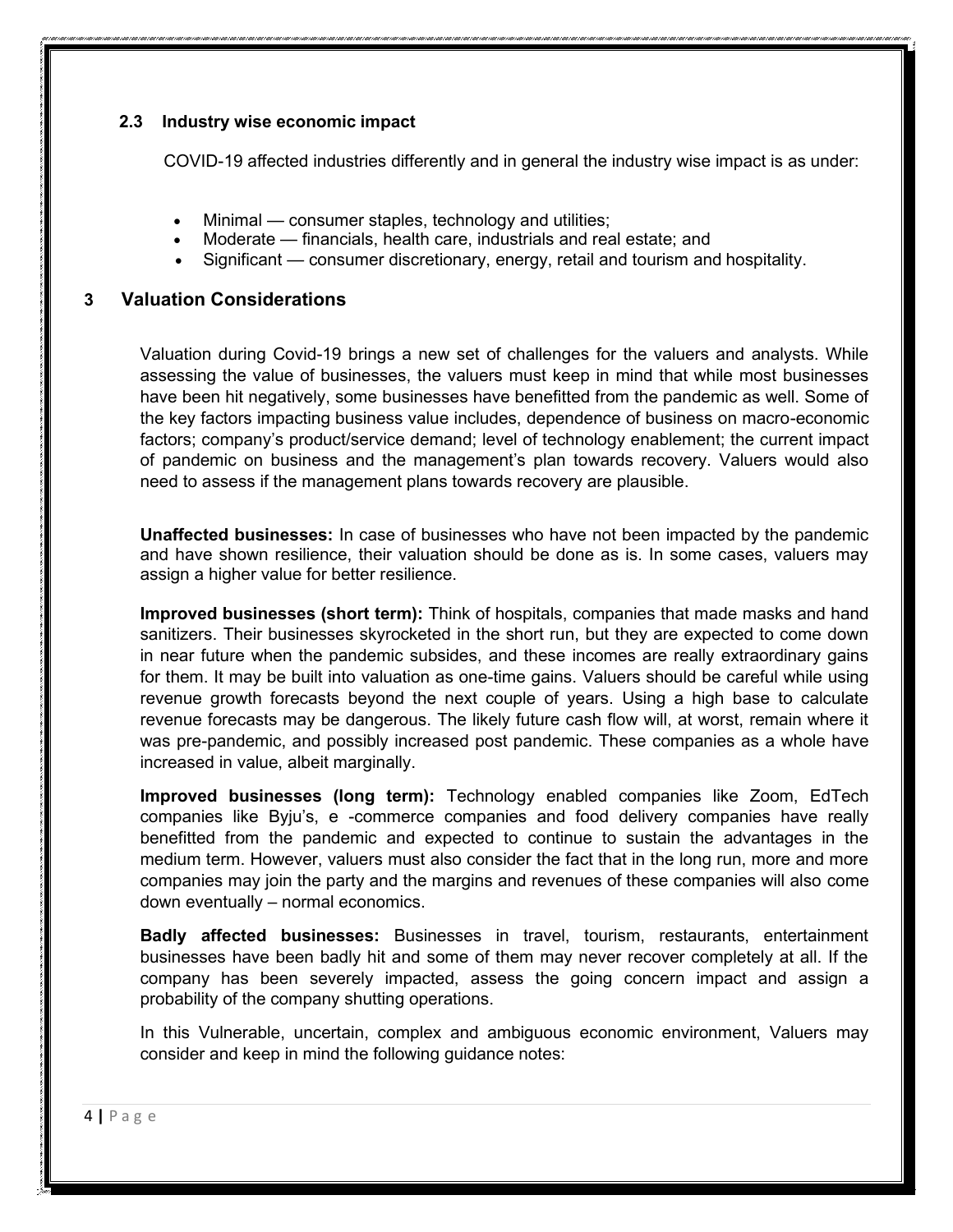### 2.3 Industry wise economic impact

COVID-19 affected industries differently and in general the industry wise impact is as under:

- Minimal — consumer staples, technology and utilities;
- Moderate — financials, health care, industrials and real estate; and
- Significant — consumer discretionary, energy, retail and tourism and hospitality.

## 3 Valuation Considerations

Valuation during Covid-19 brings a new set of challenges for the valuers and analysts. While assessing the value of businesses, the valuers must keep in mind that while most businesses have been hit negatively, some businesses have benefitted from the pandemic as well. Some of the key factors impacting business value includes, dependence of business on macro-economic factors; company's product/service demand; level of technology enablement; the current impact of pandemic on business and the management's plan towards recovery. Valuers would also need to assess if the management plans towards recovery are plausible.

**Unaffected businesses:** In case of businesses who have not been impacted by the pandemic and have shown resilience, their valuation should be done as is. In some cases, valuers may assign a higher value for better resilience.

**Improved businesses (short term):** Think of hospitals, companies that made masks and hand sanitizers. Their businesses skyrocketed in the short run, but they are expected to come down in near future when the pandemic subsides, and these incomes are really extraordinary gains for them. It may be built into valuation as one-time gains. Valuers should be careful while using revenue growth forecasts beyond the next couple of years. Using a high base to calculate revenue forecasts may be dangerous. The likely future cash flow will, at worst, remain where it was pre-pandemic, and possibly increased post pandemic. These companies as a whole have increased in value, albeit marginally.

**Improved businesses (long term):** Technology enabled companies like Zoom, EdTech companies like Byju's, e -commerce companies and food delivery companies have really benefitted from the pandemic and expected to continue to sustain the advantages in the medium term. However, valuers must also consider the fact that in the long run, more and more companies may join the party and the margins and revenues of these companies will also come down eventually – normal economics.

**Badly affected businesses:** Businesses in travel, tourism, restaurants, entertainment businesses have been badly hit and some of them may never recover completely at all. If the company has been severely impacted, assess the going concern impact and assign a probability of the company shutting operations.

In this Vulnerable, uncertain, complex and ambiguous economic environment, Valuers may consider and keep in mind the following guidance notes: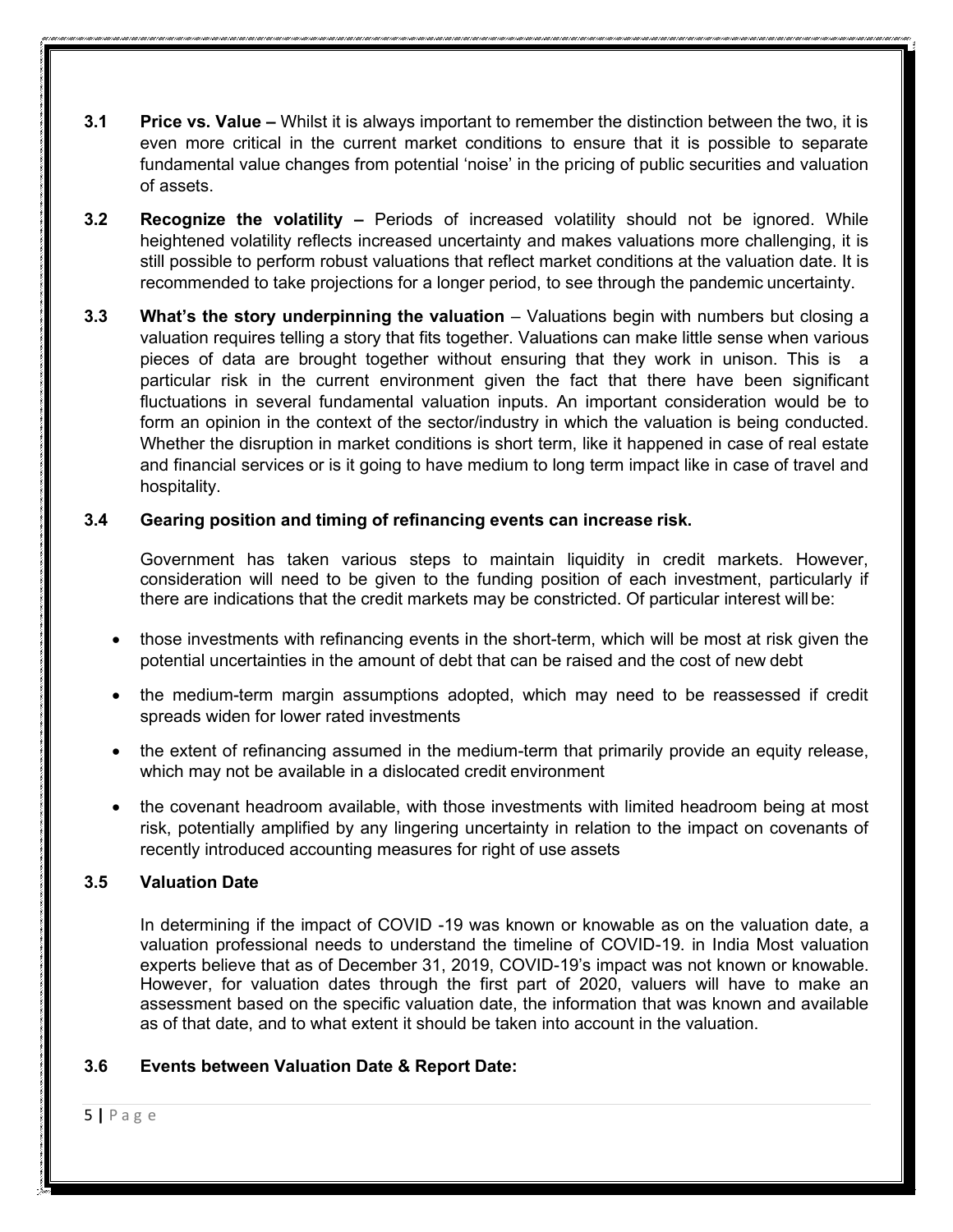**3.1 Price vs. Value –** Whilst it is always important to remember the distinction between the two, it is even more critical in the current market conditions to ensure that it is possible to separate fundamental value changes from potential 'noise' in the pricing of public securities and valuation of assets.

**3.2 Recognize the volatility –** Periods of increased volatility should not be ignored. While heightened volatility reflects increased uncertainty and makes valuations more challenging, it is still possible to perform robust valuations that reflect market conditions at the valuation date. It is recommended to take projections for a longer period, to see through the pandemic uncertainty.

**3.3 What's the story underpinning the valuation** – Valuations begin with numbers but closing a valuation requires telling a story that fits together. Valuations can make little sense when various pieces of data are brought together without ensuring that they work in unison. This is a particular risk in the current environment given the fact that there have been significant fluctuations in several fundamental valuation inputs. An important consideration would be to form an opinion in the context of the sector/industry in which the valuation is being conducted. Whether the disruption in market conditions is short term, like it happened in case of real estate and financial services or is it going to have medium to long term impact like in case of travel and hospitality.

**3.4 Gearing position and timing of refinancing events can increase risk.**

Government has taken various steps to maintain liquidity in credit markets. However, consideration will need to be given to the funding position of each investment, particularly if there are indications that the credit markets may be constricted. Of particular interest will be:

- those investments with refinancing events in the short-term, which will be most at risk given the potential uncertainties in the amount of debt that can be raised and the cost of new debt
- the medium-term margin assumptions adopted, which may need to be reassessed if credit spreads widen for lower rated investments
- the extent of refinancing assumed in the medium-term that primarily provide an equity release, which may not be available in a dislocated credit environment
- the covenant headroom available, with those investments with limited headroom being at most risk, potentially amplified by any lingering uncertainty in relation to the impact on covenants of recently introduced accounting measures for right of use assets

**3.5 Valuation Date**

In determining if the impact of COVID -19 was known or knowable as on the valuation date, a valuation professional needs to understand the timeline of COVID-19. in India Most valuation experts believe that as of December 31, 2019, COVID-19's impact was not known or knowable. However, for valuation dates through the first part of 2020, valuers will have to make an assessment based on the specific valuation date, the information that was known and available as of that date, and to what extent it should be taken into account in the valuation.

**3.6 Events between Valuation Date & Report Date:**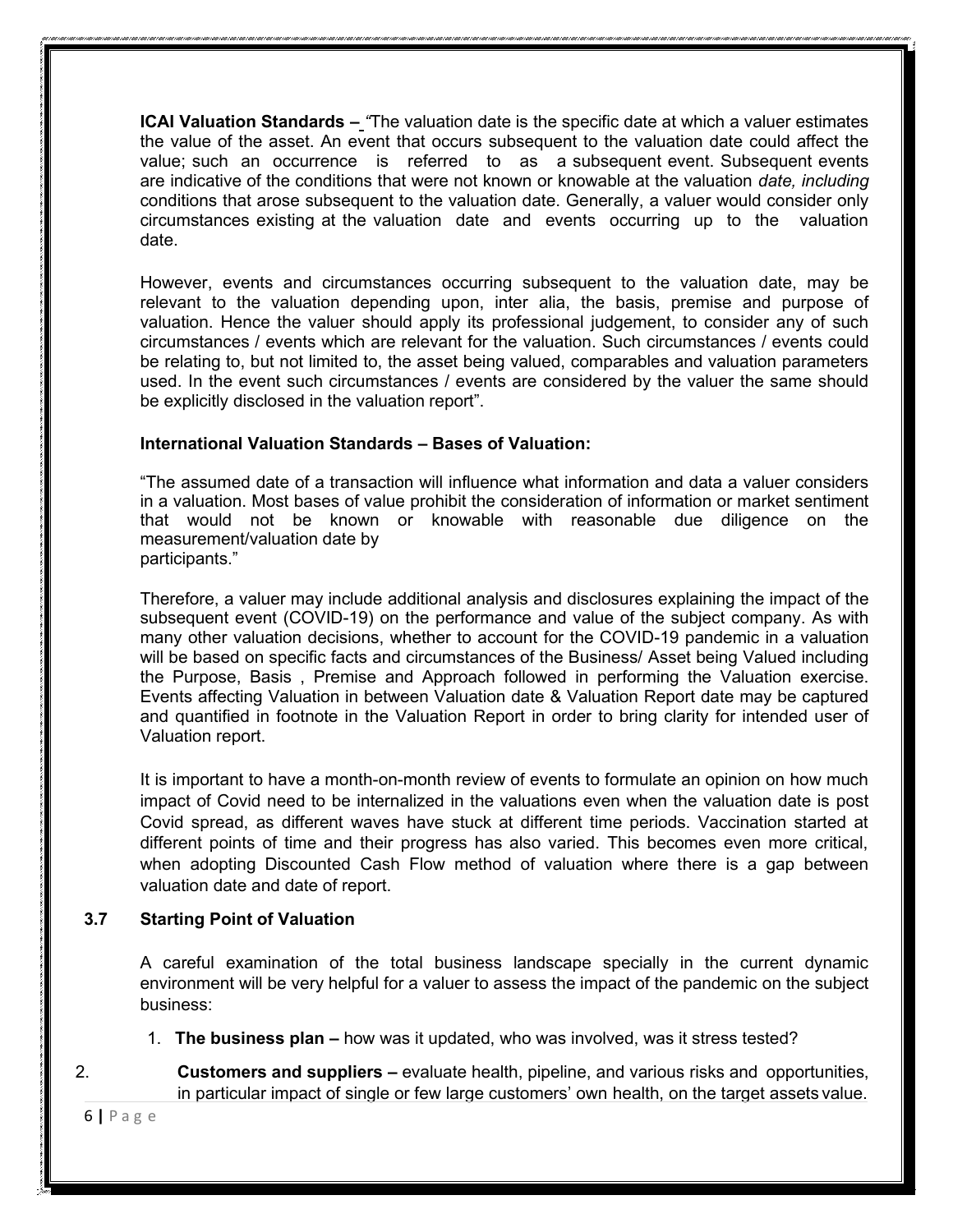**ICAI Valuation Standards –** *"*The valuation date is the specific date at which a valuer estimates the value of the asset. An event that occurs subsequent to the valuation date could affect the value; such an occurrence is referred to as a subsequent event. Subsequent events are indicative of the conditions that were not known or knowable at the valuation *date, including* conditions that arose subsequent to the valuation date. Generally, a valuer would consider only circumstances existing at the valuation date and events occurring up to the valuation date.

However, events and circumstances occurring subsequent to the valuation date, may be relevant to the valuation depending upon, inter alia, the basis, premise and purpose of valuation. Hence the valuer should apply its professional judgement, to consider any of such circumstances / events which are relevant for the valuation. Such circumstances / events could be relating to, but not limited to, the asset being valued, comparables and valuation parameters used. In the event such circumstances / events are considered by the valuer the same should be explicitly disclosed in the valuation report".

**International Valuation Standards – Bases of Valuation:**

"The assumed date of a transaction will influence what information and data a valuer considers in a valuation. Most bases of value prohibit the consideration of information or market sentiment that would not be known or knowable with reasonable due diligence on the measurement/valuation date by participants."

Therefore, a valuer may include additional analysis and disclosures explaining the impact of the subsequent event (COVID-19) on the performance and value of the subject company. As with many other valuation decisions, whether to account for the COVID-19 pandemic in a valuation will be based on specific facts and circumstances of the Business/ Asset being Valued including the Purpose, Basis , Premise and Approach followed in performing the Valuation exercise. Events affecting Valuation in between Valuation date & Valuation Report date may be captured and quantified in footnote in the Valuation Report in order to bring clarity for intended user of Valuation report.

It is important to have a month-on-month review of events to formulate an opinion on how much impact of Covid need to be internalized in the valuations even when the valuation date is post Covid spread, as different waves have stuck at different time periods. Vaccination started at different points of time and their progress has also varied. This becomes even more critical, when adopting Discounted Cash Flow method of valuation where there is a gap between valuation date and date of report.

### 3.7 Starting Point of Valuation

A careful examination of the total business landscape specially in the current dynamic environment will be very helpful for a valuer to assess the impact of the pandemic on the subject business:

1. **The business plan –** how was it updated, who was involved, was it stress tested?
2. **Customers and suppliers –** evaluate health, pipeline, and various risks and opportunities, in particular impact of single or few large customers' own health, on the target assets value.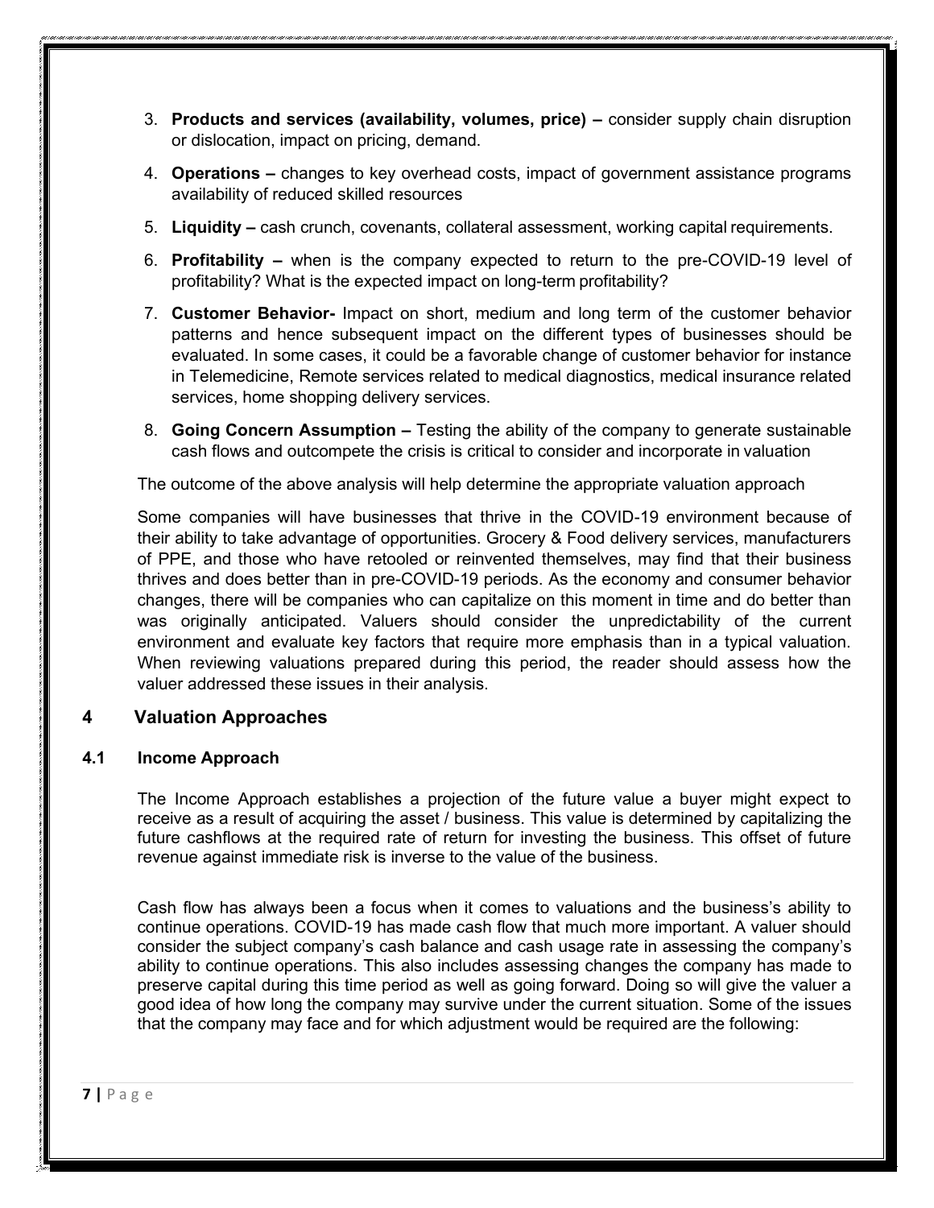3. **Products and services (availability, volumes, price) –** consider supply chain disruption or dislocation, impact on pricing, demand.
4. **Operations –** changes to key overhead costs, impact of government assistance programs availability of reduced skilled resources
5. **Liquidity –** cash crunch, covenants, collateral assessment, working capital requirements.
6. **Profitability –** when is the company expected to return to the pre-COVID-19 level of profitability? What is the expected impact on long-term profitability?
7. **Customer Behavior-** Impact on short, medium and long term of the customer behavior patterns and hence subsequent impact on the different types of businesses should be evaluated. In some cases, it could be a favorable change of customer behavior for instance in Telemedicine, Remote services related to medical diagnostics, medical insurance related services, home shopping delivery services.
8. **Going Concern Assumption –** Testing the ability of the company to generate sustainable cash flows and outcompete the crisis is critical to consider and incorporate in valuation

The outcome of the above analysis will help determine the appropriate valuation approach

Some companies will have businesses that thrive in the COVID-19 environment because of their ability to take advantage of opportunities. Grocery & Food delivery services, manufacturers of PPE, and those who have retooled or reinvented themselves, may find that their business thrives and does better than in pre-COVID-19 periods. As the economy and consumer behavior changes, there will be companies who can capitalize on this moment in time and do better than was originally anticipated. Valuers should consider the unpredictability of the current environment and evaluate key factors that require more emphasis than in a typical valuation. When reviewing valuations prepared during this period, the reader should assess how the valuer addressed these issues in their analysis.

## 4 Valuation Approaches

### 4.1 Income Approach

The Income Approach establishes a projection of the future value a buyer might expect to receive as a result of acquiring the asset / business. This value is determined by capitalizing the future cashflows at the required rate of return for investing the business. This offset of future revenue against immediate risk is inverse to the value of the business.

Cash flow has always been a focus when it comes to valuations and the business's ability to continue operations. COVID-19 has made cash flow that much more important. A valuer should consider the subject company's cash balance and cash usage rate in assessing the company's ability to continue operations. This also includes assessing changes the company has made to preserve capital during this time period as well as going forward. Doing so will give the valuer a good idea of how long the company may survive under the current situation. Some of the issues that the company may face and for which adjustment would be required are the following: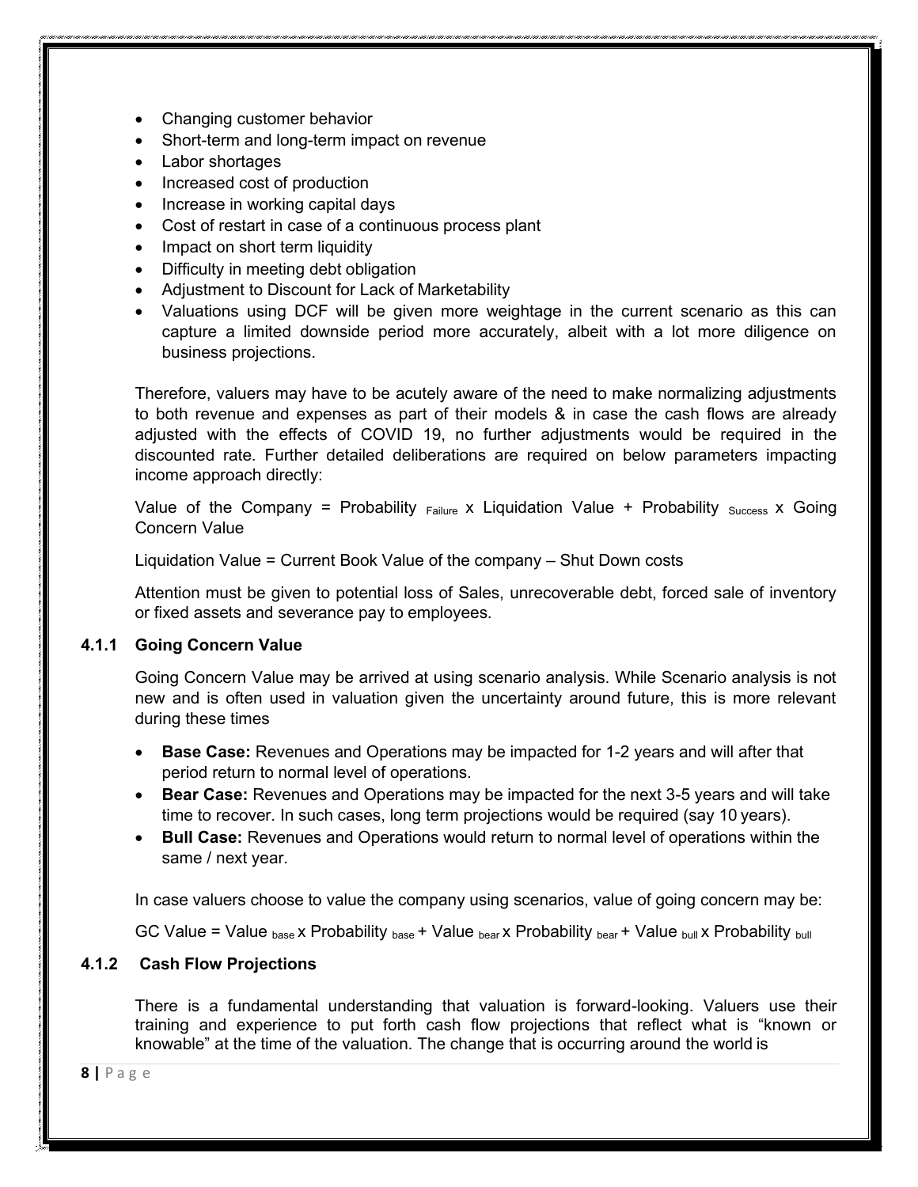- Changing customer behavior
- Short-term and long-term impact on revenue
- Labor shortages
- Increased cost of production
- Increase in working capital days
- Cost of restart in case of a continuous process plant
- Impact on short term liquidity
- Difficulty in meeting debt obligation
- Adjustment to Discount for Lack of Marketability
- Valuations using DCF will be given more weightage in the current scenario as this can capture a limited downside period more accurately, albeit with a lot more diligence on business projections.

Therefore, valuers may have to be acutely aware of the need to make normalizing adjustments to both revenue and expenses as part of their models & in case the cash flows are already adjusted with the effects of COVID 19, no further adjustments would be required in the discounted rate. Further detailed deliberations are required on below parameters impacting income approach directly:

Value of the Company = Probability $_{Failure}$ x Liquidation Value + Probability $_{Success}$ x Going Concern Value

Liquidation Value = Current Book Value of the company – Shut Down costs

Attention must be given to potential loss of Sales, unrecoverable debt, forced sale of inventory or fixed assets and severance pay to employees.

### 4.1.1 Going Concern Value

Going Concern Value may be arrived at using scenario analysis. While Scenario analysis is not new and is often used in valuation given the uncertainty around future, this is more relevant during these times

- **Base Case:** Revenues and Operations may be impacted for 1-2 years and will after that period return to normal level of operations.
- **Bear Case:** Revenues and Operations may be impacted for the next 3-5 years and will take time to recover. In such cases, long term projections would be required (say 10 years).
- **Bull Case:** Revenues and Operations would return to normal level of operations within the same / next year.

In case valuers choose to value the company using scenarios, value of going concern may be:

GC Value = Value $_{base}$ x Probability $_{base}$ + Value $_{bear}$ x Probability $_{bear}$ + Value $_{bull}$ x Probability $_{bull}$

### 4.1.2 Cash Flow Projections

There is a fundamental understanding that valuation is forward-looking. Valuers use their training and experience to put forth cash flow projections that reflect what is "known or knowable" at the time of the valuation. The change that is occurring around the world is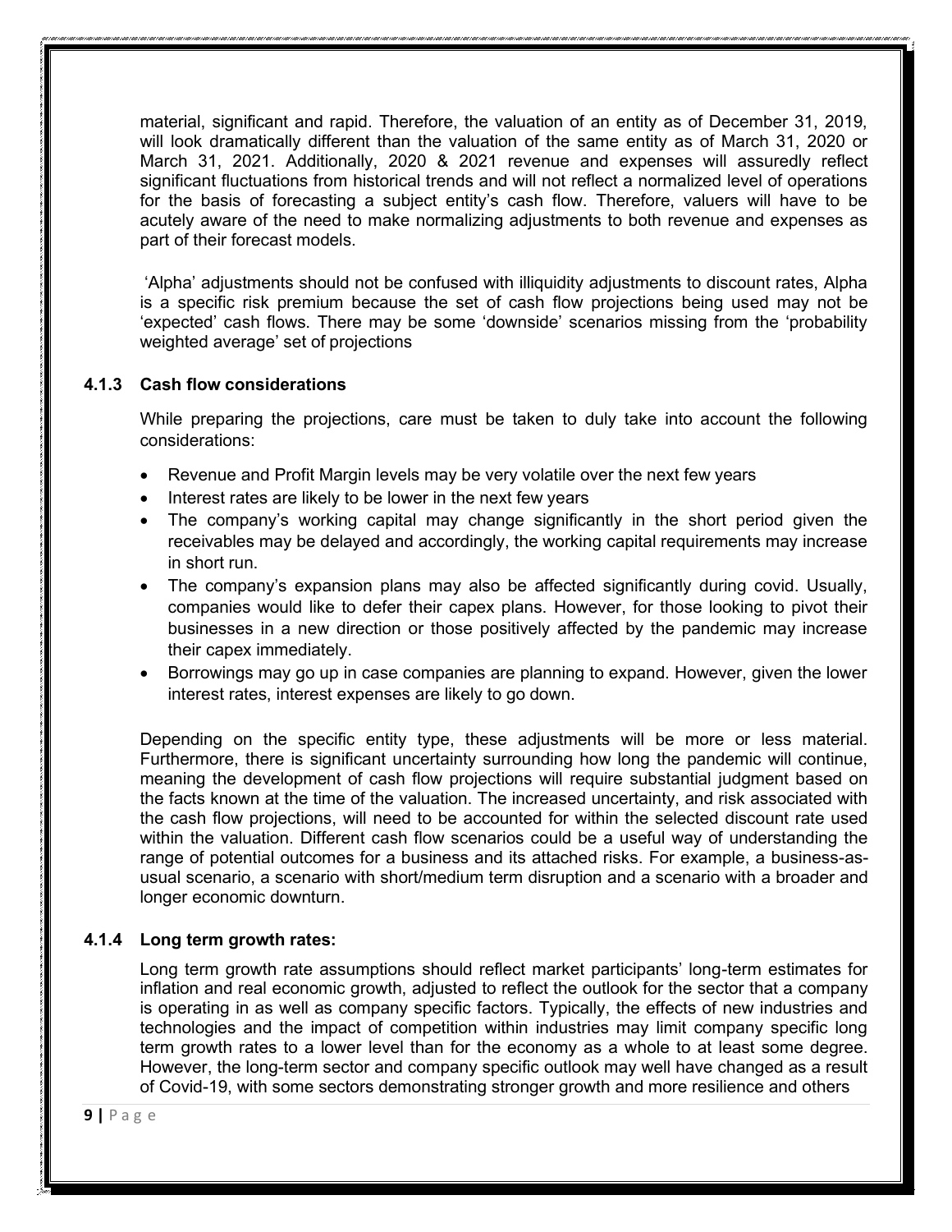material, significant and rapid. Therefore, the valuation of an entity as of December 31, 2019, will look dramatically different than the valuation of the same entity as of March 31, 2020 or March 31, 2021. Additionally, 2020 & 2021 revenue and expenses will assuredly reflect significant fluctuations from historical trends and will not reflect a normalized level of operations for the basis of forecasting a subject entity's cash flow. Therefore, valuers will have to be acutely aware of the need to make normalizing adjustments to both revenue and expenses as part of their forecast models.

'Alpha' adjustments should not be confused with illiquidity adjustments to discount rates, Alpha is a specific risk premium because the set of cash flow projections being used may not be 'expected' cash flows. There may be some 'downside' scenarios missing from the 'probability weighted average' set of projections

#### 4.1.3 Cash flow considerations

While preparing the projections, care must be taken to duly take into account the following considerations:

- Revenue and Profit Margin levels may be very volatile over the next few years
- Interest rates are likely to be lower in the next few years
- The company's working capital may change significantly in the short period given the receivables may be delayed and accordingly, the working capital requirements may increase in short run.
- The company's expansion plans may also be affected significantly during covid. Usually, companies would like to defer their capex plans. However, for those looking to pivot their businesses in a new direction or those positively affected by the pandemic may increase their capex immediately.
- Borrowings may go up in case companies are planning to expand. However, given the lower interest rates, interest expenses are likely to go down.

Depending on the specific entity type, these adjustments will be more or less material. Furthermore, there is significant uncertainty surrounding how long the pandemic will continue, meaning the development of cash flow projections will require substantial judgment based on the facts known at the time of the valuation. The increased uncertainty, and risk associated with the cash flow projections, will need to be accounted for within the selected discount rate used within the valuation. Different cash flow scenarios could be a useful way of understanding the range of potential outcomes for a business and its attached risks. For example, a business-as-usual scenario, a scenario with short/medium term disruption and a scenario with a broader and longer economic downturn.

#### 4.1.4 Long term growth rates:

Long term growth rate assumptions should reflect market participants' long-term estimates for inflation and real economic growth, adjusted to reflect the outlook for the sector that a company is operating in as well as company specific factors. Typically, the effects of new industries and technologies and the impact of competition within industries may limit company specific long term growth rates to a lower level than for the economy as a whole to at least some degree. However, the long-term sector and company specific outlook may well have changed as a result of Covid-19, with some sectors demonstrating stronger growth and more resilience and others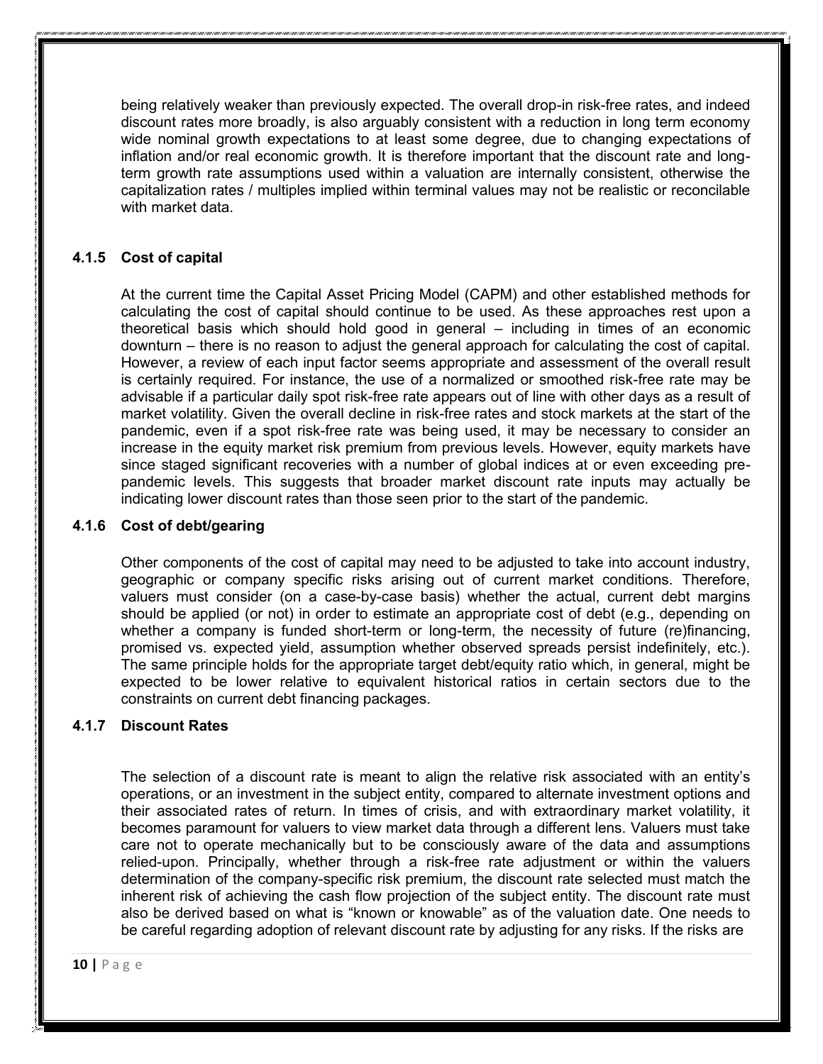being relatively weaker than previously expected. The overall drop-in risk-free rates, and indeed discount rates more broadly, is also arguably consistent with a reduction in long term economy wide nominal growth expectations to at least some degree, due to changing expectations of inflation and/or real economic growth. It is therefore important that the discount rate and long-term growth rate assumptions used within a valuation are internally consistent, otherwise the capitalization rates / multiples implied within terminal values may not be realistic or reconcilable with market data.

### 4.1.5 Cost of capital

At the current time the Capital Asset Pricing Model (CAPM) and other established methods for calculating the cost of capital should continue to be used. As these approaches rest upon a theoretical basis which should hold good in general – including in times of an economic downturn – there is no reason to adjust the general approach for calculating the cost of capital. However, a review of each input factor seems appropriate and assessment of the overall result is certainly required. For instance, the use of a normalized or smoothed risk-free rate may be advisable if a particular daily spot risk-free rate appears out of line with other days as a result of market volatility. Given the overall decline in risk-free rates and stock markets at the start of the pandemic, even if a spot risk-free rate was being used, it may be necessary to consider an increase in the equity market risk premium from previous levels. However, equity markets have since staged significant recoveries with a number of global indices at or even exceeding pre-pandemic levels. This suggests that broader market discount rate inputs may actually be indicating lower discount rates than those seen prior to the start of the pandemic.

### 4.1.6 Cost of debt/gearing

Other components of the cost of capital may need to be adjusted to take into account industry, geographic or company specific risks arising out of current market conditions. Therefore, valuers must consider (on a case-by-case basis) whether the actual, current debt margins should be applied (or not) in order to estimate an appropriate cost of debt (e.g., depending on whether a company is funded short-term or long-term, the necessity of future (re)financing, promised vs. expected yield, assumption whether observed spreads persist indefinitely, etc.). The same principle holds for the appropriate target debt/equity ratio which, in general, might be expected to be lower relative to equivalent historical ratios in certain sectors due to the constraints on current debt financing packages.

### 4.1.7 Discount Rates

The selection of a discount rate is meant to align the relative risk associated with an entity's operations, or an investment in the subject entity, compared to alternate investment options and their associated rates of return. In times of crisis, and with extraordinary market volatility, it becomes paramount for valuers to view market data through a different lens. Valuers must take care not to operate mechanically but to be consciously aware of the data and assumptions relied-upon. Principally, whether through a risk-free rate adjustment or within the valuers determination of the company-specific risk premium, the discount rate selected must match the inherent risk of achieving the cash flow projection of the subject entity. The discount rate must also be derived based on what is "known or knowable" as of the valuation date. One needs to be careful regarding adoption of relevant discount rate by adjusting for any risks. If the risks are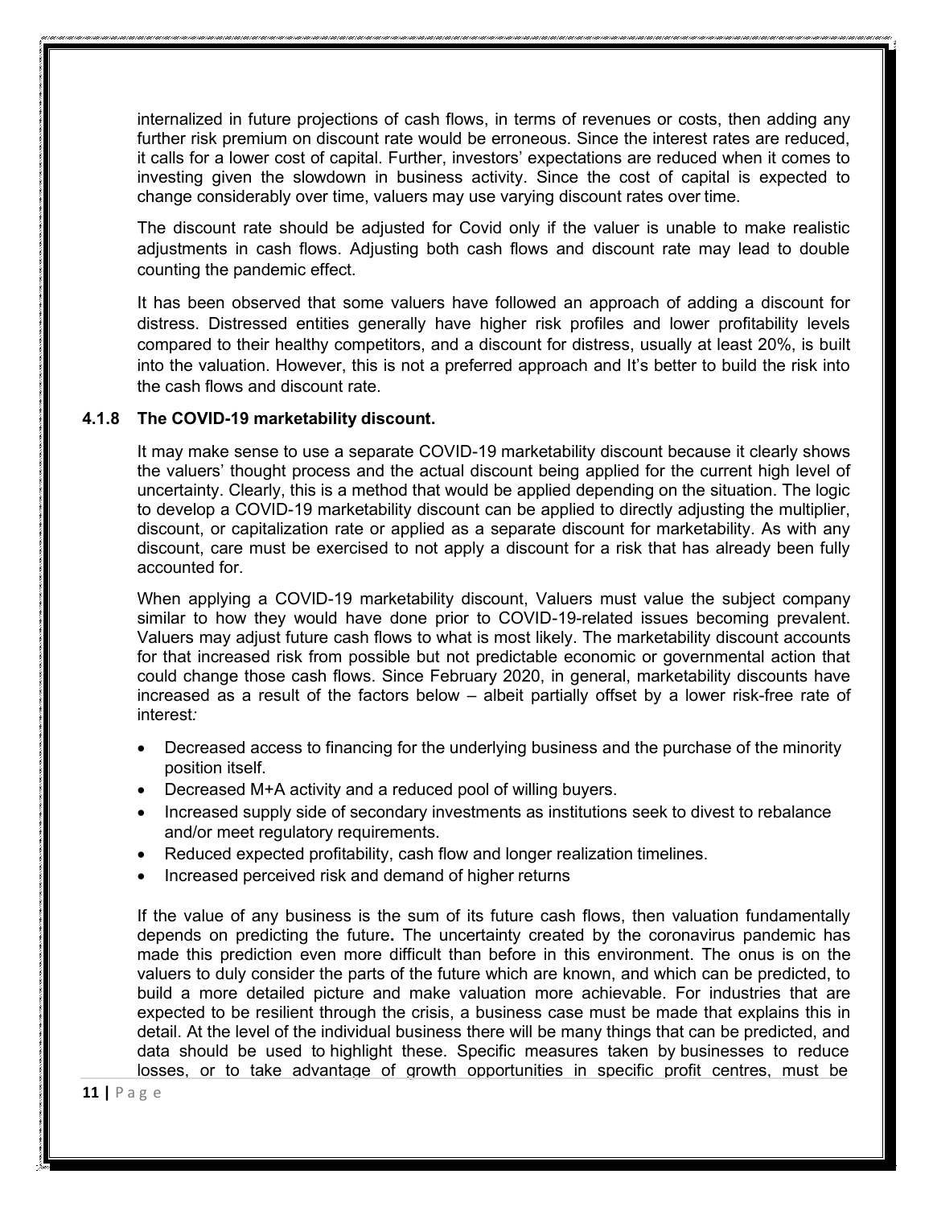internalized in future projections of cash flows, in terms of revenues or costs, then adding any further risk premium on discount rate would be erroneous. Since the interest rates are reduced, it calls for a lower cost of capital. Further, investors' expectations are reduced when it comes to investing given the slowdown in business activity. Since the cost of capital is expected to change considerably over time, valuers may use varying discount rates over time.

The discount rate should be adjusted for Covid only if the valuer is unable to make realistic adjustments in cash flows. Adjusting both cash flows and discount rate may lead to double counting the pandemic effect.

It has been observed that some valuers have followed an approach of adding a discount for distress. Distressed entities generally have higher risk profiles and lower profitability levels compared to their healthy competitors, and a discount for distress, usually at least 20%, is built into the valuation. However, this is not a preferred approach and It's better to build the risk into the cash flows and discount rate.

### 4.1.8 The COVID-19 marketability discount.

It may make sense to use a separate COVID-19 marketability discount because it clearly shows the valuers' thought process and the actual discount being applied for the current high level of uncertainty. Clearly, this is a method that would be applied depending on the situation. The logic to develop a COVID-19 marketability discount can be applied to directly adjusting the multiplier, discount, or capitalization rate or applied as a separate discount for marketability. As with any discount, care must be exercised to not apply a discount for a risk that has already been fully accounted for.

When applying a COVID-19 marketability discount, Valuers must value the subject company similar to how they would have done prior to COVID-19-related issues becoming prevalent. Valuers may adjust future cash flows to what is most likely. The marketability discount accounts for that increased risk from possible but not predictable economic or governmental action that could change those cash flows. Since February 2020, in general, marketability discounts have increased as a result of the factors below – albeit partially offset by a lower risk-free rate of interest*:*

- Decreased access to financing for the underlying business and the purchase of the minority position itself.
- Decreased M+A activity and a reduced pool of willing buyers.
- Increased supply side of secondary investments as institutions seek to divest to rebalance and/or meet regulatory requirements.
- Reduced expected profitability, cash flow and longer realization timelines.
- Increased perceived risk and demand of higher returns

If the value of any business is the sum of its future cash flows, then valuation fundamentally depends on predicting the future**.** The uncertainty created by the coronavirus pandemic has made this prediction even more difficult than before in this environment. The onus is on the valuers to duly consider the parts of the future which are known, and which can be predicted, to build a more detailed picture and make valuation more achievable. For industries that are expected to be resilient through the crisis, a business case must be made that explains this in detail. At the level of the individual business there will be many things that can be predicted, and data should be used to highlight these. Specific measures taken by businesses to reduce losses, or to take advantage of growth opportunities in specific profit centres, must be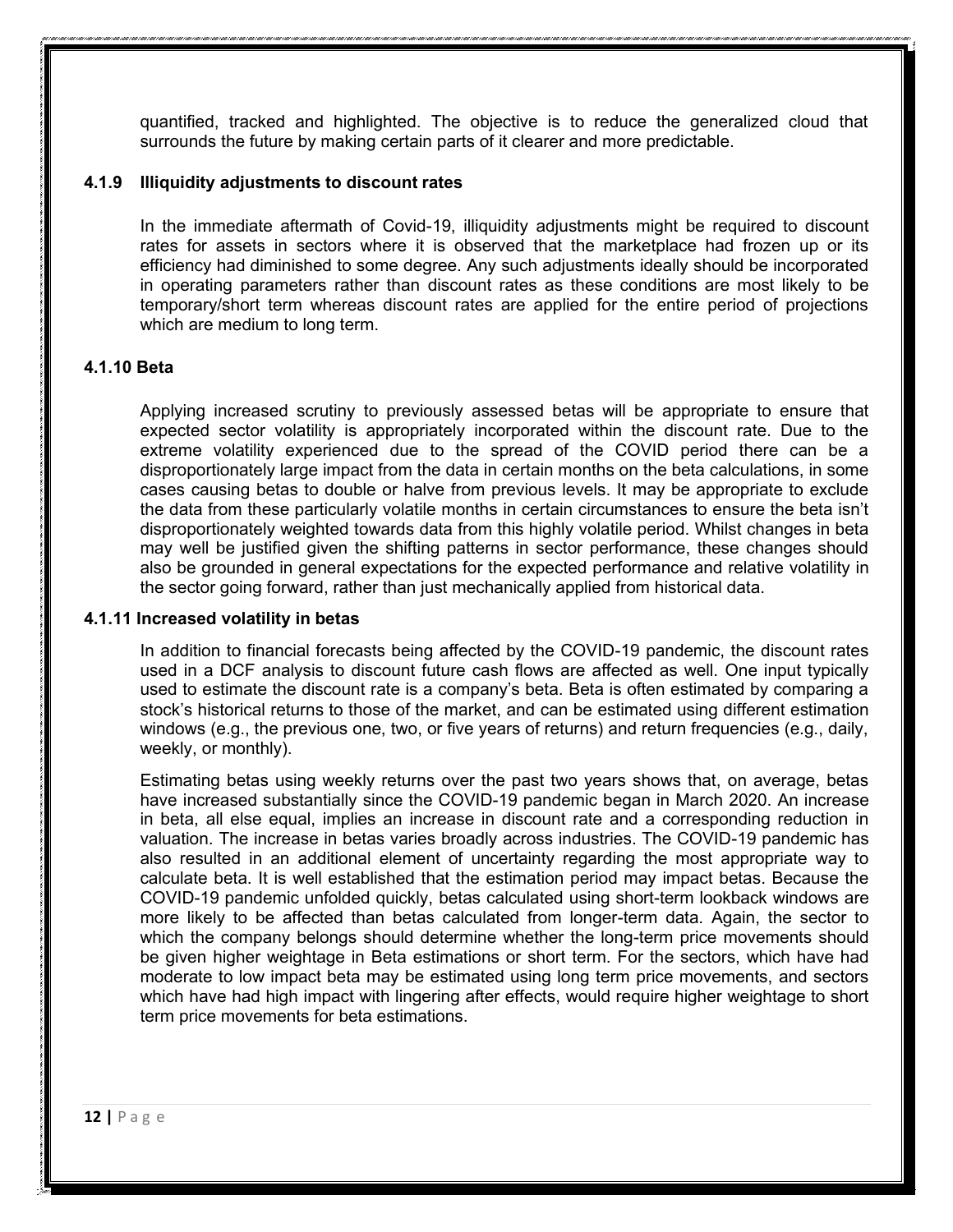quantified, tracked and highlighted. The objective is to reduce the generalized cloud that surrounds the future by making certain parts of it clearer and more predictable.

### 4.1.9 Illiquidity adjustments to discount rates

In the immediate aftermath of Covid-19, illiquidity adjustments might be required to discount rates for assets in sectors where it is observed that the marketplace had frozen up or its efficiency had diminished to some degree. Any such adjustments ideally should be incorporated in operating parameters rather than discount rates as these conditions are most likely to be temporary/short term whereas discount rates are applied for the entire period of projections which are medium to long term.

### 4.1.10 Beta

Applying increased scrutiny to previously assessed betas will be appropriate to ensure that expected sector volatility is appropriately incorporated within the discount rate. Due to the extreme volatility experienced due to the spread of the COVID period there can be a disproportionately large impact from the data in certain months on the beta calculations, in some cases causing betas to double or halve from previous levels. It may be appropriate to exclude the data from these particularly volatile months in certain circumstances to ensure the beta isn't disproportionately weighted towards data from this highly volatile period. Whilst changes in beta may well be justified given the shifting patterns in sector performance, these changes should also be grounded in general expectations for the expected performance and relative volatility in the sector going forward, rather than just mechanically applied from historical data.

### 4.1.11 Increased volatility in betas

In addition to financial forecasts being affected by the COVID-19 pandemic, the discount rates used in a DCF analysis to discount future cash flows are affected as well. One input typically used to estimate the discount rate is a company's beta. Beta is often estimated by comparing a stock's historical returns to those of the market, and can be estimated using different estimation windows (e.g., the previous one, two, or five years of returns) and return frequencies (e.g., daily, weekly, or monthly).

Estimating betas using weekly returns over the past two years shows that, on average, betas have increased substantially since the COVID-19 pandemic began in March 2020. An increase in beta, all else equal, implies an increase in discount rate and a corresponding reduction in valuation. The increase in betas varies broadly across industries. The COVID-19 pandemic has also resulted in an additional element of uncertainty regarding the most appropriate way to calculate beta. It is well established that the estimation period may impact betas. Because the COVID-19 pandemic unfolded quickly, betas calculated using short-term lookback windows are more likely to be affected than betas calculated from longer-term data. Again, the sector to which the company belongs should determine whether the long-term price movements should be given higher weightage in Beta estimations or short term. For the sectors, which have had moderate to low impact beta may be estimated using long term price movements, and sectors which have had high impact with lingering after effects, would require higher weightage to short term price movements for beta estimations.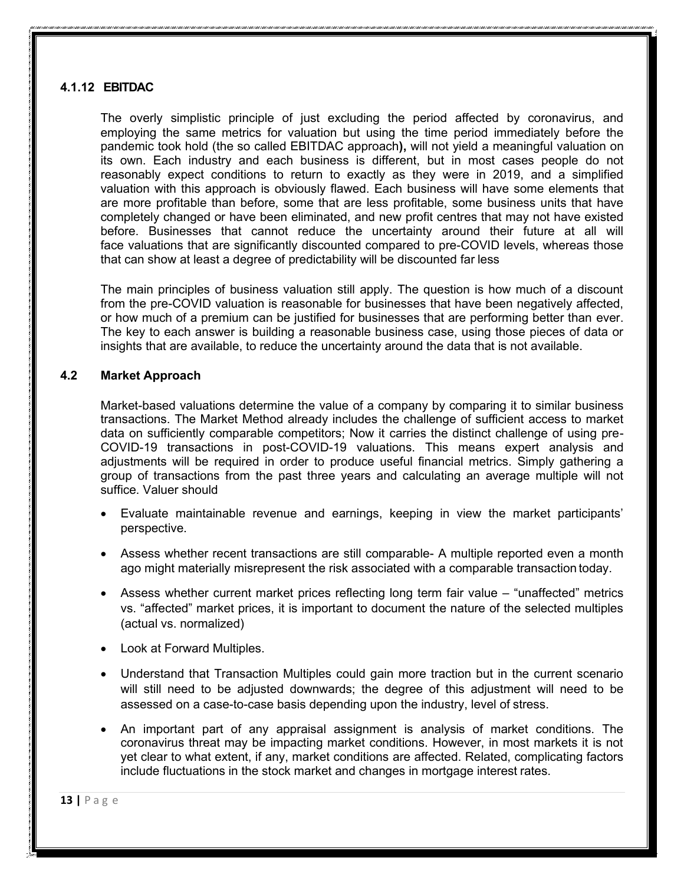#### 4.1.12 EBITDAC

The overly simplistic principle of just excluding the period affected by coronavirus, and employing the same metrics for valuation but using the time period immediately before the pandemic took hold (the so called EBITDAC approach**),** will not yield a meaningful valuation on its own. Each industry and each business is different, but in most cases people do not reasonably expect conditions to return to exactly as they were in 2019, and a simplified valuation with this approach is obviously flawed. Each business will have some elements that are more profitable than before, some that are less profitable, some business units that have completely changed or have been eliminated, and new profit centres that may not have existed before. Businesses that cannot reduce the uncertainty around their future at all will face valuations that are significantly discounted compared to pre-COVID levels, whereas those that can show at least a degree of predictability will be discounted far less

The main principles of business valuation still apply. The question is how much of a discount from the pre-COVID valuation is reasonable for businesses that have been negatively affected, or how much of a premium can be justified for businesses that are performing better than ever. The key to each answer is building a reasonable business case, using those pieces of data or insights that are available, to reduce the uncertainty around the data that is not available.

### 4.2 Market Approach

Market-based valuations determine the value of a company by comparing it to similar business transactions. The Market Method already includes the challenge of sufficient access to market data on sufficiently comparable competitors; Now it carries the distinct challenge of using pre-COVID-19 transactions in post-COVID-19 valuations. This means expert analysis and adjustments will be required in order to produce useful financial metrics. Simply gathering a group of transactions from the past three years and calculating an average multiple will not suffice. Valuer should

- Evaluate maintainable revenue and earnings, keeping in view the market participants' perspective.
- Assess whether recent transactions are still comparable- A multiple reported even a month ago might materially misrepresent the risk associated with a comparable transaction today.
- Assess whether current market prices reflecting long term fair value – "unaffected" metrics vs. "affected" market prices, it is important to document the nature of the selected multiples (actual vs. normalized)
- Look at Forward Multiples.
- Understand that Transaction Multiples could gain more traction but in the current scenario will still need to be adjusted downwards; the degree of this adjustment will need to be assessed on a case-to-case basis depending upon the industry, level of stress.
- An important part of any appraisal assignment is analysis of market conditions. The coronavirus threat may be impacting market conditions. However, in most markets it is not yet clear to what extent, if any, market conditions are affected. Related, complicating factors include fluctuations in the stock market and changes in mortgage interest rates.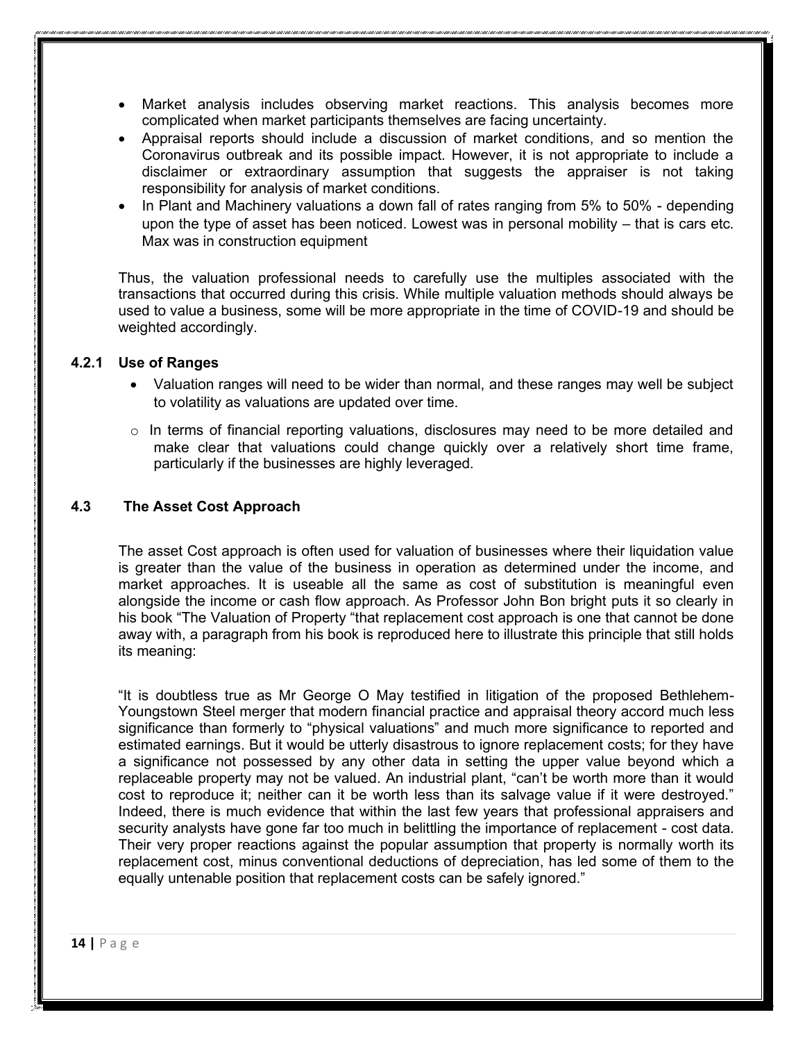- Market analysis includes observing market reactions. This analysis becomes more complicated when market participants themselves are facing uncertainty.
- Appraisal reports should include a discussion of market conditions, and so mention the Coronavirus outbreak and its possible impact. However, it is not appropriate to include a disclaimer or extraordinary assumption that suggests the appraiser is not taking responsibility for analysis of market conditions.
- In Plant and Machinery valuations a down fall of rates ranging from 5% to 50% - depending upon the type of asset has been noticed. Lowest was in personal mobility – that is cars etc. Max was in construction equipment

Thus, the valuation professional needs to carefully use the multiples associated with the transactions that occurred during this crisis. While multiple valuation methods should always be used to value a business, some will be more appropriate in the time of COVID-19 and should be weighted accordingly.

#### 4.2.1 Use of Ranges

- Valuation ranges will need to be wider than normal, and these ranges may well be subject to volatility as valuations are updated over time.
  - In terms of financial reporting valuations, disclosures may need to be more detailed and make clear that valuations could change quickly over a relatively short time frame, particularly if the businesses are highly leveraged.

### 4.3 The Asset Cost Approach

The asset Cost approach is often used for valuation of businesses where their liquidation value is greater than the value of the business in operation as determined under the income, and market approaches. It is useable all the same as cost of substitution is meaningful even alongside the income or cash flow approach. As Professor John Bon bright puts it so clearly in his book "The Valuation of Property "that replacement cost approach is one that cannot be done away with, a paragraph from his book is reproduced here to illustrate this principle that still holds its meaning:

"It is doubtless true as Mr George O May testified in litigation of the proposed Bethlehem-Youngstown Steel merger that modern financial practice and appraisal theory accord much less significance than formerly to "physical valuations" and much more significance to reported and estimated earnings. But it would be utterly disastrous to ignore replacement costs; for they have a significance not possessed by any other data in setting the upper value beyond which a replaceable property may not be valued. An industrial plant, "can't be worth more than it would cost to reproduce it; neither can it be worth less than its salvage value if it were destroyed." Indeed, there is much evidence that within the last few years that professional appraisers and security analysts have gone far too much in belittling the importance of replacement - cost data. Their very proper reactions against the popular assumption that property is normally worth its replacement cost, minus conventional deductions of depreciation, has led some of them to the equally untenable position that replacement costs can be safely ignored."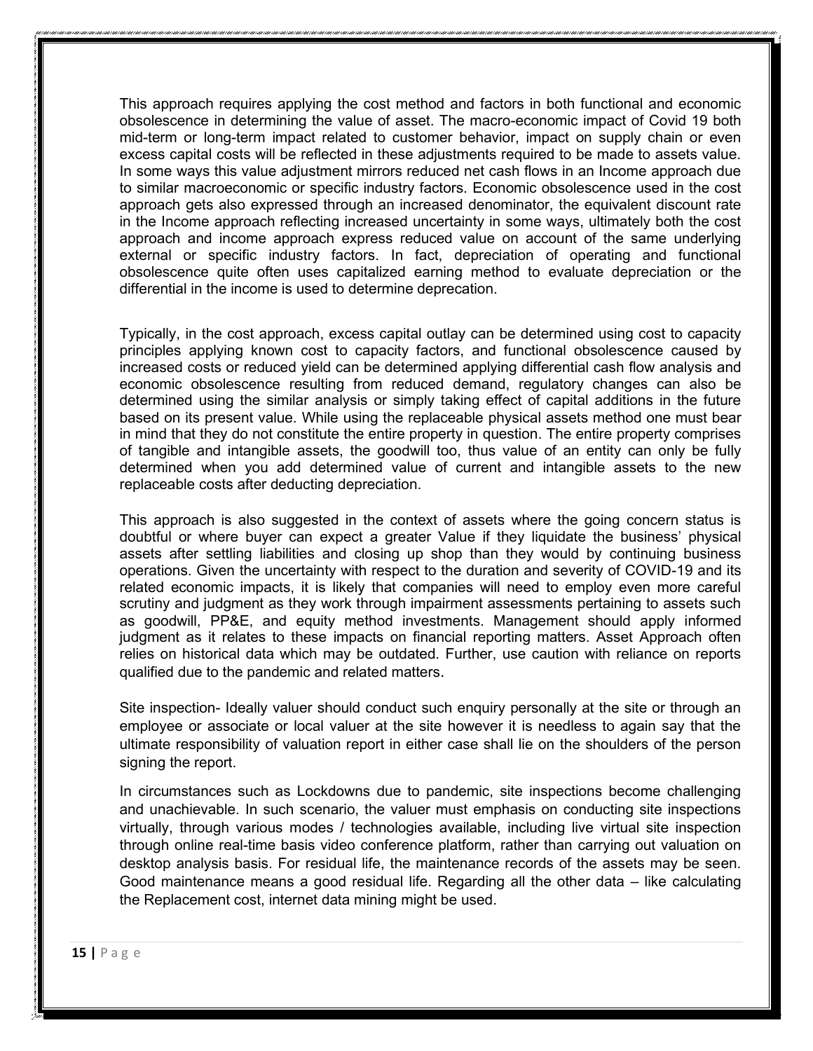This approach requires applying the cost method and factors in both functional and economic obsolescence in determining the value of asset. The macro-economic impact of Covid 19 both mid-term or long-term impact related to customer behavior, impact on supply chain or even excess capital costs will be reflected in these adjustments required to be made to assets value. In some ways this value adjustment mirrors reduced net cash flows in an Income approach due to similar macroeconomic or specific industry factors. Economic obsolescence used in the cost approach gets also expressed through an increased denominator, the equivalent discount rate in the Income approach reflecting increased uncertainty in some ways, ultimately both the cost approach and income approach express reduced value on account of the same underlying external or specific industry factors. In fact, depreciation of operating and functional obsolescence quite often uses capitalized earning method to evaluate depreciation or the differential in the income is used to determine deprecation.

Typically, in the cost approach, excess capital outlay can be determined using cost to capacity principles applying known cost to capacity factors, and functional obsolescence caused by increased costs or reduced yield can be determined applying differential cash flow analysis and economic obsolescence resulting from reduced demand, regulatory changes can also be determined using the similar analysis or simply taking effect of capital additions in the future based on its present value. While using the replaceable physical assets method one must bear in mind that they do not constitute the entire property in question. The entire property comprises of tangible and intangible assets, the goodwill too, thus value of an entity can only be fully determined when you add determined value of current and intangible assets to the new replaceable costs after deducting depreciation.

This approach is also suggested in the context of assets where the going concern status is doubtful or where buyer can expect a greater Value if they liquidate the business' physical assets after settling liabilities and closing up shop than they would by continuing business operations. Given the uncertainty with respect to the duration and severity of COVID-19 and its related economic impacts, it is likely that companies will need to employ even more careful scrutiny and judgment as they work through impairment assessments pertaining to assets such as goodwill, PP&E, and equity method investments. Management should apply informed judgment as it relates to these impacts on financial reporting matters. Asset Approach often relies on historical data which may be outdated. Further, use caution with reliance on reports qualified due to the pandemic and related matters.

Site inspection- Ideally valuer should conduct such enquiry personally at the site or through an employee or associate or local valuer at the site however it is needless to again say that the ultimate responsibility of valuation report in either case shall lie on the shoulders of the person signing the report.

In circumstances such as Lockdowns due to pandemic, site inspections become challenging and unachievable. In such scenario, the valuer must emphasis on conducting site inspections virtually, through various modes / technologies available, including live virtual site inspection through online real-time basis video conference platform, rather than carrying out valuation on desktop analysis basis. For residual life, the maintenance records of the assets may be seen. Good maintenance means a good residual life. Regarding all the other data – like calculating the Replacement cost, internet data mining might be used.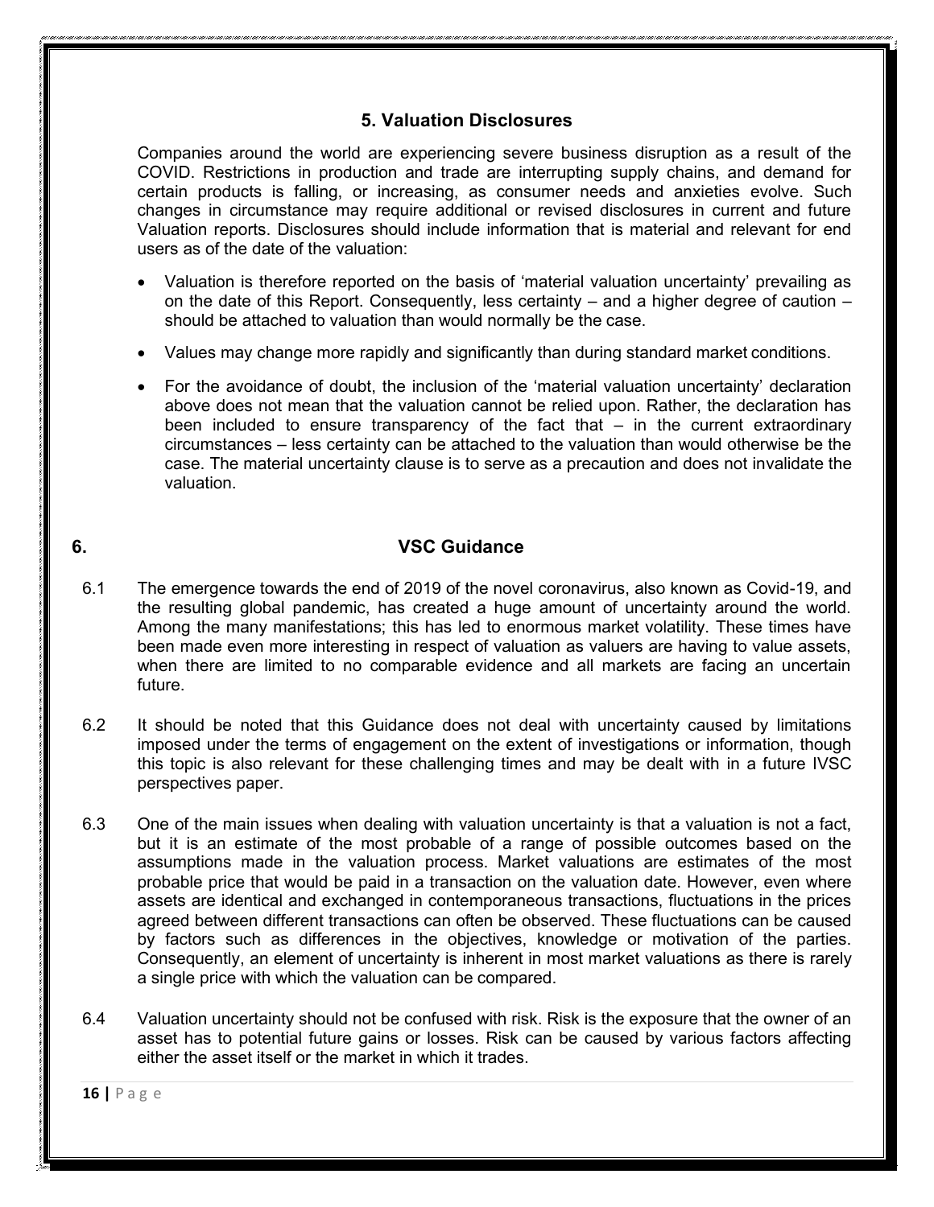## 5. Valuation Disclosures

Companies around the world are experiencing severe business disruption as a result of the COVID. Restrictions in production and trade are interrupting supply chains, and demand for certain products is falling, or increasing, as consumer needs and anxieties evolve. Such changes in circumstance may require additional or revised disclosures in current and future Valuation reports. Disclosures should include information that is material and relevant for end users as of the date of the valuation:

- Valuation is therefore reported on the basis of 'material valuation uncertainty' prevailing as on the date of this Report. Consequently, less certainty – and a higher degree of caution – should be attached to valuation than would normally be the case.
- Values may change more rapidly and significantly than during standard market conditions.
- For the avoidance of doubt, the inclusion of the 'material valuation uncertainty' declaration above does not mean that the valuation cannot be relied upon. Rather, the declaration has been included to ensure transparency of the fact that – in the current extraordinary circumstances – less certainty can be attached to the valuation than would otherwise be the case. The material uncertainty clause is to serve as a precaution and does not invalidate the valuation.

## 6. VSC Guidance

6.1 The emergence towards the end of 2019 of the novel coronavirus, also known as Covid-19, and the resulting global pandemic, has created a huge amount of uncertainty around the world. Among the many manifestations; this has led to enormous market volatility. These times have been made even more interesting in respect of valuation as valuers are having to value assets, when there are limited to no comparable evidence and all markets are facing an uncertain future.

6.2 It should be noted that this Guidance does not deal with uncertainty caused by limitations imposed under the terms of engagement on the extent of investigations or information, though this topic is also relevant for these challenging times and may be dealt with in a future IVSC perspectives paper.

6.3 One of the main issues when dealing with valuation uncertainty is that a valuation is not a fact, but it is an estimate of the most probable of a range of possible outcomes based on the assumptions made in the valuation process. Market valuations are estimates of the most probable price that would be paid in a transaction on the valuation date. However, even where assets are identical and exchanged in contemporaneous transactions, fluctuations in the prices agreed between different transactions can often be observed. These fluctuations can be caused by factors such as differences in the objectives, knowledge or motivation of the parties. Consequently, an element of uncertainty is inherent in most market valuations as there is rarely a single price with which the valuation can be compared.

6.4 Valuation uncertainty should not be confused with risk. Risk is the exposure that the owner of an asset has to potential future gains or losses. Risk can be caused by various factors affecting either the asset itself or the market in which it trades.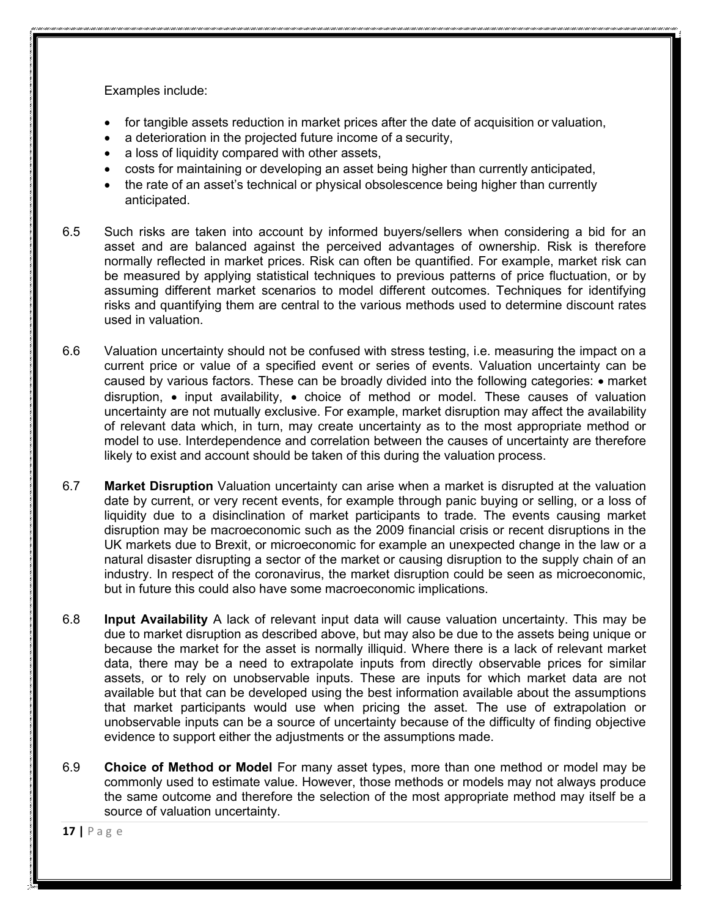Examples include:

- for tangible assets reduction in market prices after the date of acquisition or valuation,
- a deterioration in the projected future income of a security,
- a loss of liquidity compared with other assets,
- costs for maintaining or developing an asset being higher than currently anticipated,
- the rate of an asset's technical or physical obsolescence being higher than currently anticipated.

6.5 Such risks are taken into account by informed buyers/sellers when considering a bid for an asset and are balanced against the perceived advantages of ownership. Risk is therefore normally reflected in market prices. Risk can often be quantified. For example, market risk can be measured by applying statistical techniques to previous patterns of price fluctuation, or by assuming different market scenarios to model different outcomes. Techniques for identifying risks and quantifying them are central to the various methods used to determine discount rates used in valuation.

6.6 Valuation uncertainty should not be confused with stress testing, i.e. measuring the impact on a current price or value of a specified event or series of events. Valuation uncertainty can be caused by various factors. These can be broadly divided into the following categories: • market disruption, • input availability, • choice of method or model. These causes of valuation uncertainty are not mutually exclusive. For example, market disruption may affect the availability of relevant data which, in turn, may create uncertainty as to the most appropriate method or model to use. Interdependence and correlation between the causes of uncertainty are therefore likely to exist and account should be taken of this during the valuation process.

6.7 **Market Disruption** Valuation uncertainty can arise when a market is disrupted at the valuation date by current, or very recent events, for example through panic buying or selling, or a loss of liquidity due to a disinclination of market participants to trade. The events causing market disruption may be macroeconomic such as the 2009 financial crisis or recent disruptions in the UK markets due to Brexit, or microeconomic for example an unexpected change in the law or a natural disaster disrupting a sector of the market or causing disruption to the supply chain of an industry. In respect of the coronavirus, the market disruption could be seen as microeconomic, but in future this could also have some macroeconomic implications.

6.8 **Input Availability** A lack of relevant input data will cause valuation uncertainty. This may be due to market disruption as described above, but may also be due to the assets being unique or because the market for the asset is normally illiquid. Where there is a lack of relevant market data, there may be a need to extrapolate inputs from directly observable prices for similar assets, or to rely on unobservable inputs. These are inputs for which market data are not available but that can be developed using the best information available about the assumptions that market participants would use when pricing the asset. The use of extrapolation or unobservable inputs can be a source of uncertainty because of the difficulty of finding objective evidence to support either the adjustments or the assumptions made.

6.9 **Choice of Method or Model** For many asset types, more than one method or model may be commonly used to estimate value. However, those methods or models may not always produce the same outcome and therefore the selection of the most appropriate method may itself be a source of valuation uncertainty.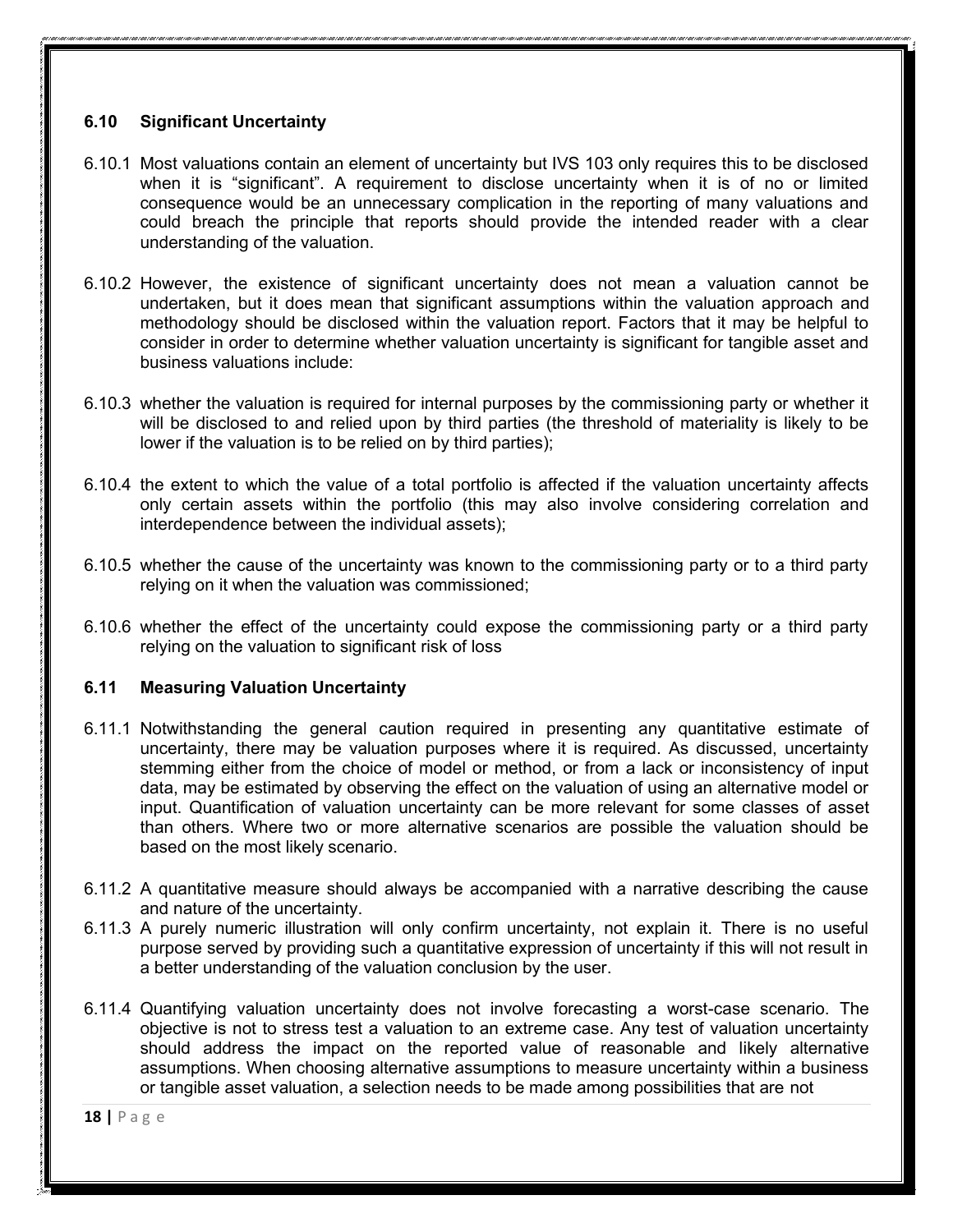### 6.10 Significant Uncertainty

6.10.1 Most valuations contain an element of uncertainty but IVS 103 only requires this to be disclosed when it is "significant". A requirement to disclose uncertainty when it is of no or limited consequence would be an unnecessary complication in the reporting of many valuations and could breach the principle that reports should provide the intended reader with a clear understanding of the valuation.

6.10.2 However, the existence of significant uncertainty does not mean a valuation cannot be undertaken, but it does mean that significant assumptions within the valuation approach and methodology should be disclosed within the valuation report. Factors that it may be helpful to consider in order to determine whether valuation uncertainty is significant for tangible asset and business valuations include:

6.10.3 whether the valuation is required for internal purposes by the commissioning party or whether it will be disclosed to and relied upon by third parties (the threshold of materiality is likely to be lower if the valuation is to be relied on by third parties);

6.10.4 the extent to which the value of a total portfolio is affected if the valuation uncertainty affects only certain assets within the portfolio (this may also involve considering correlation and interdependence between the individual assets);

6.10.5 whether the cause of the uncertainty was known to the commissioning party or to a third party relying on it when the valuation was commissioned;

6.10.6 whether the effect of the uncertainty could expose the commissioning party or a third party relying on the valuation to significant risk of loss

### 6.11 Measuring Valuation Uncertainty

6.11.1 Notwithstanding the general caution required in presenting any quantitative estimate of uncertainty, there may be valuation purposes where it is required. As discussed, uncertainty stemming either from the choice of model or method, or from a lack or inconsistency of input data, may be estimated by observing the effect on the valuation of using an alternative model or input. Quantification of valuation uncertainty can be more relevant for some classes of asset than others. Where two or more alternative scenarios are possible the valuation should be based on the most likely scenario.

6.11.2 A quantitative measure should always be accompanied with a narrative describing the cause and nature of the uncertainty.

6.11.3 A purely numeric illustration will only confirm uncertainty, not explain it. There is no useful purpose served by providing such a quantitative expression of uncertainty if this will not result in a better understanding of the valuation conclusion by the user.

6.11.4 Quantifying valuation uncertainty does not involve forecasting a worst-case scenario. The objective is not to stress test a valuation to an extreme case. Any test of valuation uncertainty should address the impact on the reported value of reasonable and likely alternative assumptions. When choosing alternative assumptions to measure uncertainty within a business or tangible asset valuation, a selection needs to be made among possibilities that are not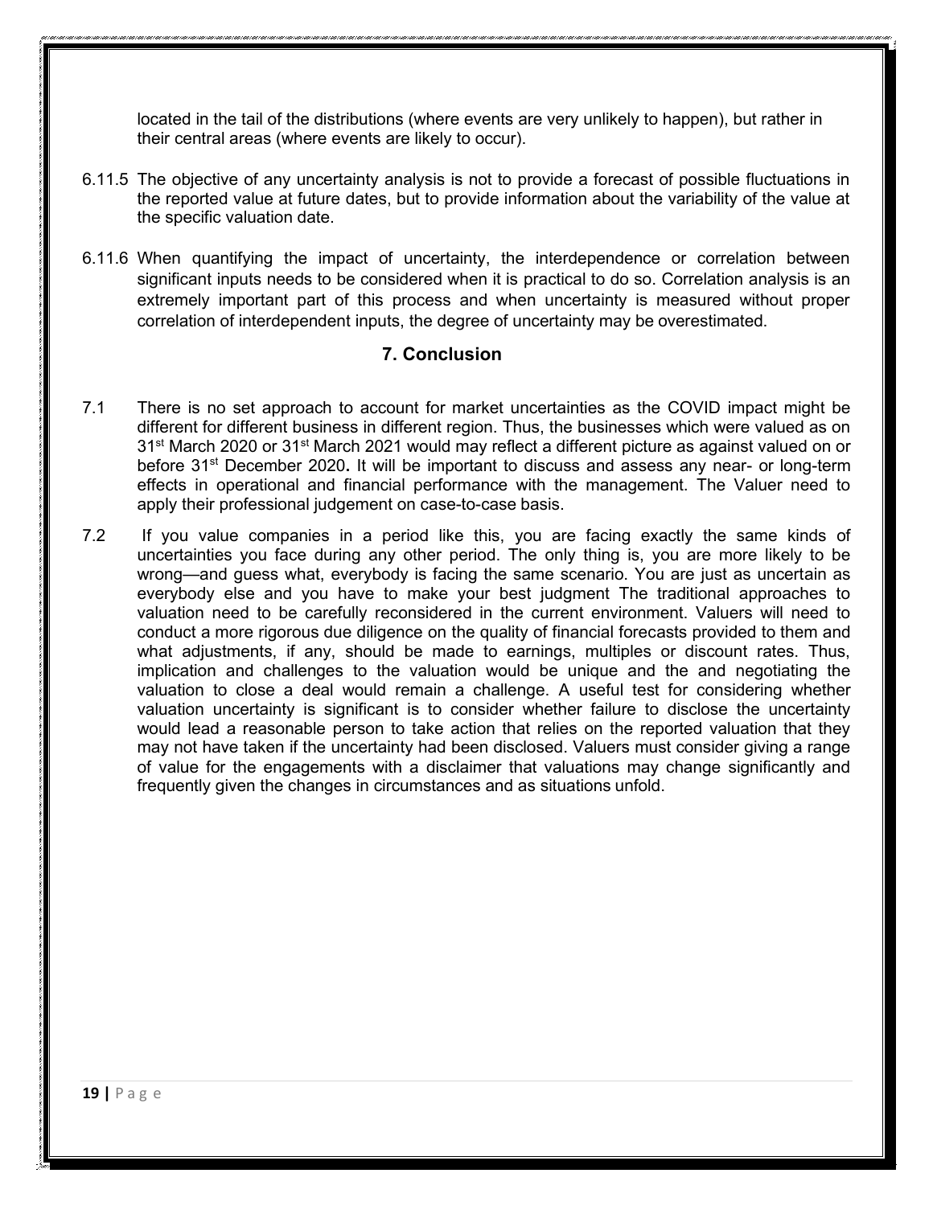located in the tail of the distributions (where events are very unlikely to happen), but rather in their central areas (where events are likely to occur).

6.11.5 The objective of any uncertainty analysis is not to provide a forecast of possible fluctuations in the reported value at future dates, but to provide information about the variability of the value at the specific valuation date.

6.11.6 When quantifying the impact of uncertainty, the interdependence or correlation between significant inputs needs to be considered when it is practical to do so. Correlation analysis is an extremely important part of this process and when uncertainty is measured without proper correlation of interdependent inputs, the degree of uncertainty may be overestimated.

## 7. Conclusion

7.1 There is no set approach to account for market uncertainties as the COVID impact might be different for different business in different region. Thus, the businesses which were valued as on 31st March 2020 or 31st March 2021 would may reflect a different picture as against valued on or before 31st December 2020**.** It will be important to discuss and assess any near- or long-term effects in operational and financial performance with the management. The Valuer need to apply their professional judgement on case-to-case basis.

7.2 If you value companies in a period like this, you are facing exactly the same kinds of uncertainties you face during any other period. The only thing is, you are more likely to be wrong—and guess what, everybody is facing the same scenario. You are just as uncertain as everybody else and you have to make your best judgment The traditional approaches to valuation need to be carefully reconsidered in the current environment. Valuers will need to conduct a more rigorous due diligence on the quality of financial forecasts provided to them and what adjustments, if any, should be made to earnings, multiples or discount rates. Thus, implication and challenges to the valuation would be unique and the and negotiating the valuation to close a deal would remain a challenge. A useful test for considering whether valuation uncertainty is significant is to consider whether failure to disclose the uncertainty would lead a reasonable person to take action that relies on the reported valuation that they may not have taken if the uncertainty had been disclosed. Valuers must consider giving a range of value for the engagements with a disclaimer that valuations may change significantly and frequently given the changes in circumstances and as situations unfold.